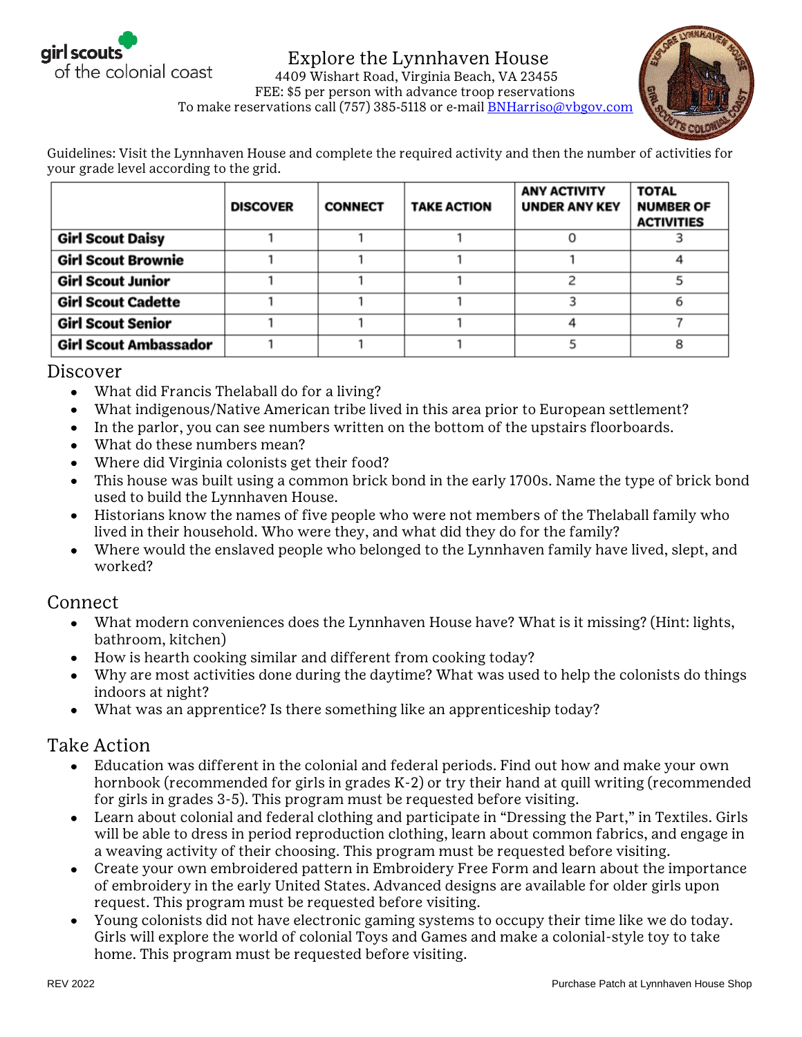girl scouts of the colonial coast

# Explore the Lynnhaven House

4409 Wishart Road, Virginia Beach, VA 23455
FEE: $5 per person with advance troop reservations
To make reservations call (757) 385-5118 or e-mail BNHarriso@vbgov.com

Guidelines: Visit the Lynnhaven House and complete the required activity and then the number of activities for your grade level according to the grid.

| | DISCOVER | CONNECT | TAKE ACTION | ANY ACTIVITY UNDER ANY KEY | TOTAL NUMBER OF ACTIVITIES |
|---|---|---|---|---|---|
| **Girl Scout Daisy** | 1 | 1 | 1 | 0 | 3 |
| **Girl Scout Brownie** | 1 | 1 | 1 | 1 | 4 |
| **Girl Scout Junior** | 1 | 1 | 1 | 2 | 5 |
| **Girl Scout Cadette** | 1 | 1 | 1 | 3 | 6 |
| **Girl Scout Senior** | 1 | 1 | 1 | 4 | 7 |
| **Girl Scout Ambassador** | 1 | 1 | 1 | 5 | 8 |

## Discover

- What did Francis Thelaball do for a living?
- What indigenous/Native American tribe lived in this area prior to European settlement?
- In the parlor, you can see numbers written on the bottom of the upstairs floorboards.
- What do these numbers mean?
- Where did Virginia colonists get their food?
- This house was built using a common brick bond in the early 1700s. Name the type of brick bond used to build the Lynnhaven House.
- Historians know the names of five people who were not members of the Thelaball family who lived in their household. Who were they, and what did they do for the family?
- Where would the enslaved people who belonged to the Lynnhaven family have lived, slept, and worked?

## Connect

- What modern conveniences does the Lynnhaven House have? What is it missing? (Hint: lights, bathroom, kitchen)
- How is hearth cooking similar and different from cooking today?
- Why are most activities done during the daytime? What was used to help the colonists do things indoors at night?
- What was an apprentice? Is there something like an apprenticeship today?

## Take Action

- Education was different in the colonial and federal periods. Find out how and make your own hornbook (recommended for girls in grades K-2) or try their hand at quill writing (recommended for girls in grades 3-5). This program must be requested before visiting.
- Learn about colonial and federal clothing and participate in "Dressing the Part," in Textiles. Girls will be able to dress in period reproduction clothing, learn about common fabrics, and engage in a weaving activity of their choosing. This program must be requested before visiting.
- Create your own embroidered pattern in Embroidery Free Form and learn about the importance of embroidery in the early United States. Advanced designs are available for older girls upon request. This program must be requested before visiting.
- Young colonists did not have electronic gaming systems to occupy their time like we do today. Girls will explore the world of colonial Toys and Games and make a colonial-style toy to take home. This program must be requested before visiting.

REV 2022

Purchase Patch at Lynnhaven House Shop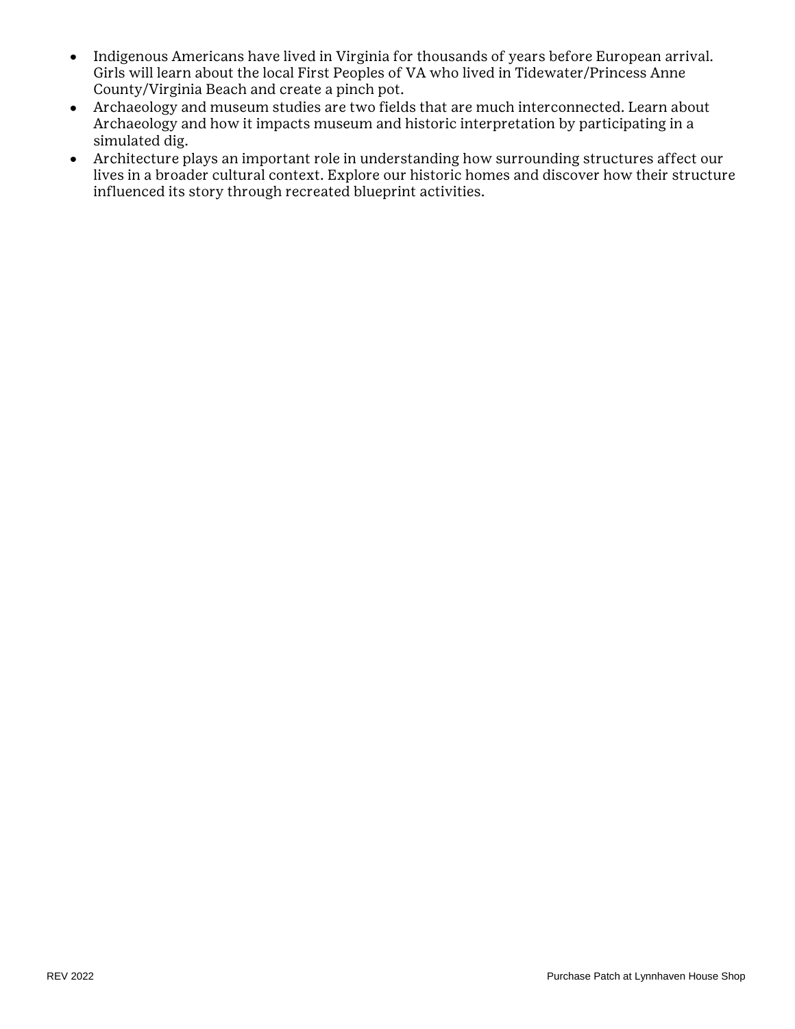- Indigenous Americans have lived in Virginia for thousands of years before European arrival. Girls will learn about the local First Peoples of VA who lived in Tidewater/Princess Anne County/Virginia Beach and create a pinch pot.
- Archaeology and museum studies are two fields that are much interconnected. Learn about Archaeology and how it impacts museum and historic interpretation by participating in a simulated dig.
- Architecture plays an important role in understanding how surrounding structures affect our lives in a broader cultural context. Explore our historic homes and discover how their structure influenced its story through recreated blueprint activities.